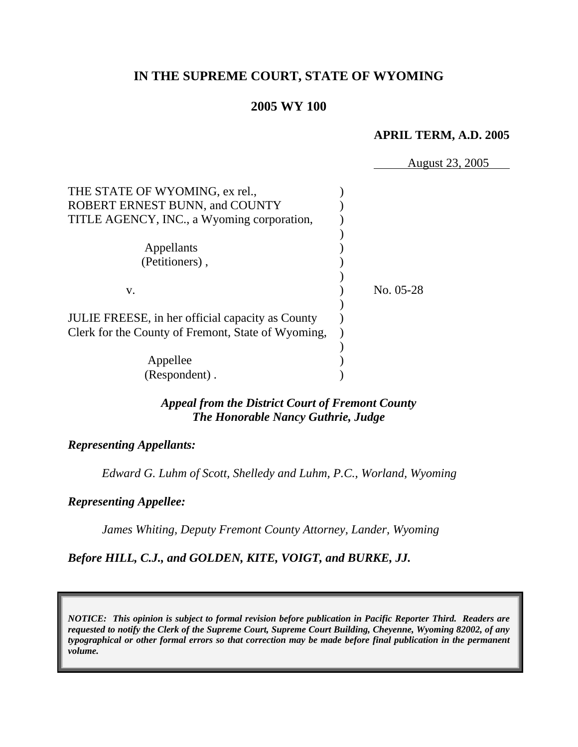# IN THE SUPREME COURT, STATE OF WYOMING

## 2005 WY 100

**APRIL TERM, A.D. 2005**

August 23, 2005

THE STATE OF WYOMING, ex rel., ROBERT ERNEST BUNN, and COUNTY TITLE AGENCY, INC., a Wyoming corporation,

Appellants (Petitioners),

v.

JULIE FREESE, in her official capacity as County Clerk for the County of Fremont, State of Wyoming,

Appellee (Respondent).

No. 05-28

***Appeal from the District Court of Fremont County***
***The Honorable Nancy Guthrie, Judge***

***Representing Appellants:***

*Edward G. Luhm of Scott, Shelledy and Luhm, P.C., Worland, Wyoming*

***Representing Appellee:***

*James Whiting, Deputy Fremont County Attorney, Lander, Wyoming*

***Before HILL, C.J., and GOLDEN, KITE, VOIGT, and BURKE, JJ.***

***NOTICE: This opinion is subject to formal revision before publication in Pacific Reporter Third. Readers are requested to notify the Clerk of the Supreme Court, Supreme Court Building, Cheyenne, Wyoming 82002, of any typographical or other formal errors so that correction may be made before final publication in the permanent volume.***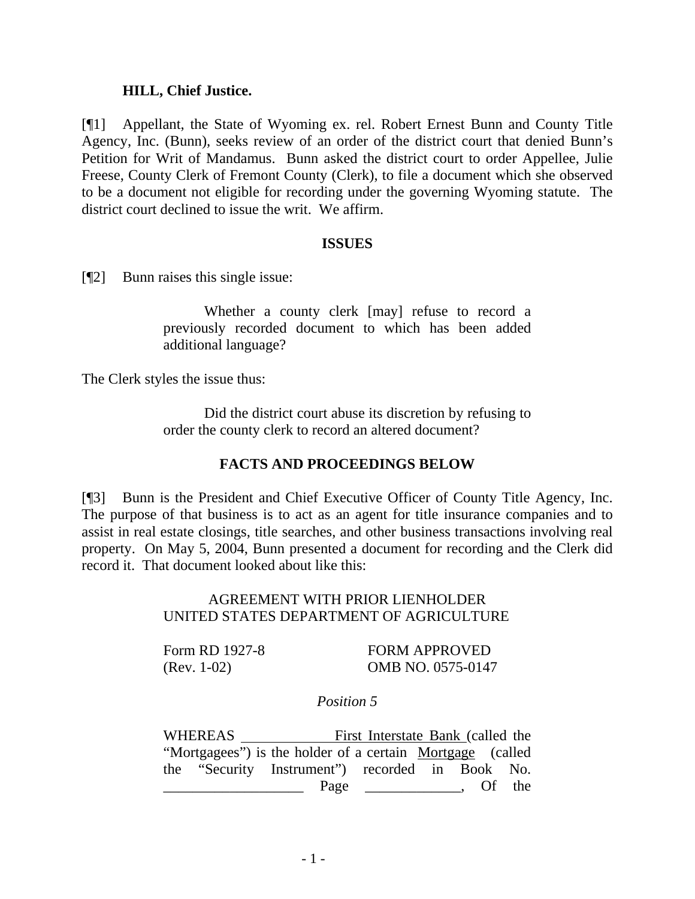**HILL, Chief Justice.**

[¶1] Appellant, the State of Wyoming ex. rel. Robert Ernest Bunn and County Title Agency, Inc. (Bunn), seeks review of an order of the district court that denied Bunn's Petition for Writ of Mandamus. Bunn asked the district court to order Appellee, Julie Freese, County Clerk of Fremont County (Clerk), to file a document which she observed to be a document not eligible for recording under the governing Wyoming statute. The district court declined to issue the writ. We affirm.

## ISSUES

[¶2] Bunn raises this single issue:

> Whether a county clerk [may] refuse to record a previously recorded document to which has been added additional language?

The Clerk styles the issue thus:

> Did the district court abuse its discretion by refusing to order the county clerk to record an altered document?

## FACTS AND PROCEEDINGS BELOW

[¶3] Bunn is the President and Chief Executive Officer of County Title Agency, Inc. The purpose of that business is to act as an agent for title insurance companies and to assist in real estate closings, title searches, and other business transactions involving real property. On May 5, 2004, Bunn presented a document for recording and the Clerk did record it. That document looked about like this:

> AGREEMENT WITH PRIOR LIENHOLDER
> UNITED STATES DEPARTMENT OF AGRICULTURE
>
> Form RD 1927-8 FORM APPROVED
> (Rev. 1-02) OMB NO. 0575-0147
>
> *Position 5*
>
> WHEREAS \_\_\_\_\_\_\_\_\_\_\_\_\_ First Interstate Bank (called the "Mortgagees") is the holder of a certain Mortgage (called the "Security Instrument") recorded in Book No. \_\_\_\_\_\_\_\_\_\_\_\_\_\_\_\_\_\_\_ Page \_\_\_\_\_\_\_\_\_\_\_\_\_, Of the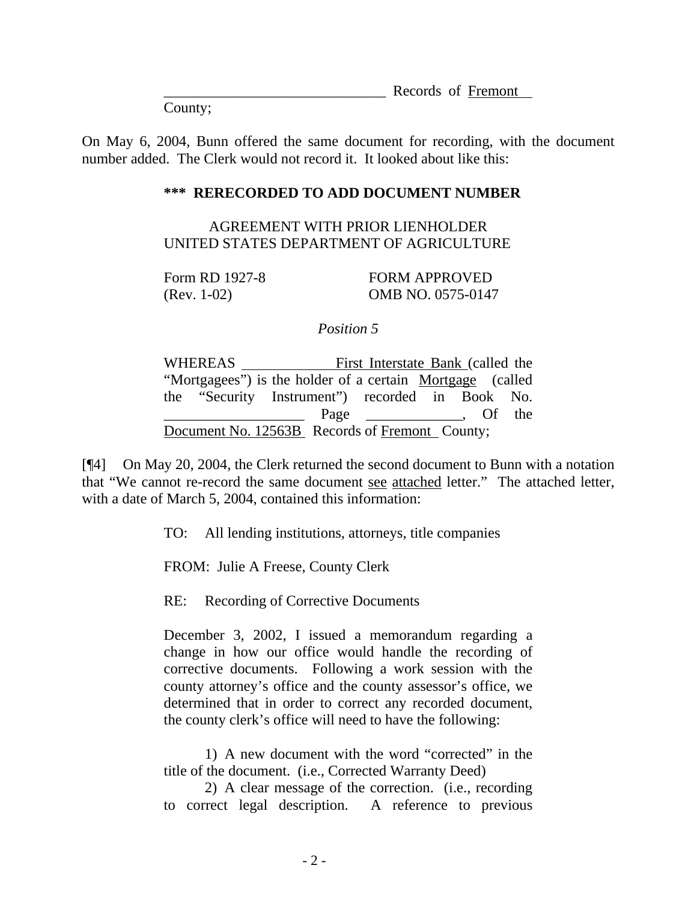______________________________ Records of Fremont County;

On May 6, 2004, Bunn offered the same document for recording, with the document number added. The Clerk would not record it. It looked about like this:

> **\*\*\* RERECORDED TO ADD DOCUMENT NUMBER**
>
> AGREEMENT WITH PRIOR LIENHOLDER
> UNITED STATES DEPARTMENT OF AGRICULTURE
>
> Form RD 1927-8 FORM APPROVED
> (Rev. 1-02) OMB NO. 0575-0147
>
> *Position 5*
>
> WHEREAS First Interstate Bank (called the "Mortgagees") is the holder of a certain Mortgage (called the "Security Instrument") recorded in Book No. __________________ Page ____________, Of the Document No. 12563B Records of Fremont County;

[¶4] On May 20, 2004, the Clerk returned the second document to Bunn with a notation that "We cannot re-record the same document see attached letter." The attached letter, with a date of March 5, 2004, contained this information:

> TO: All lending institutions, attorneys, title companies
>
> FROM: Julie A Freese, County Clerk
>
> RE: Recording of Corrective Documents
>
> December 3, 2002, I issued a memorandum regarding a change in how our office would handle the recording of corrective documents. Following a work session with the county attorney's office and the county assessor's office, we determined that in order to correct any recorded document, the county clerk's office will need to have the following:
>
> 1) A new document with the word "corrected" in the title of the document. (i.e., Corrected Warranty Deed)
>
> 2) A clear message of the correction. (i.e., recording to correct legal description. A reference to previous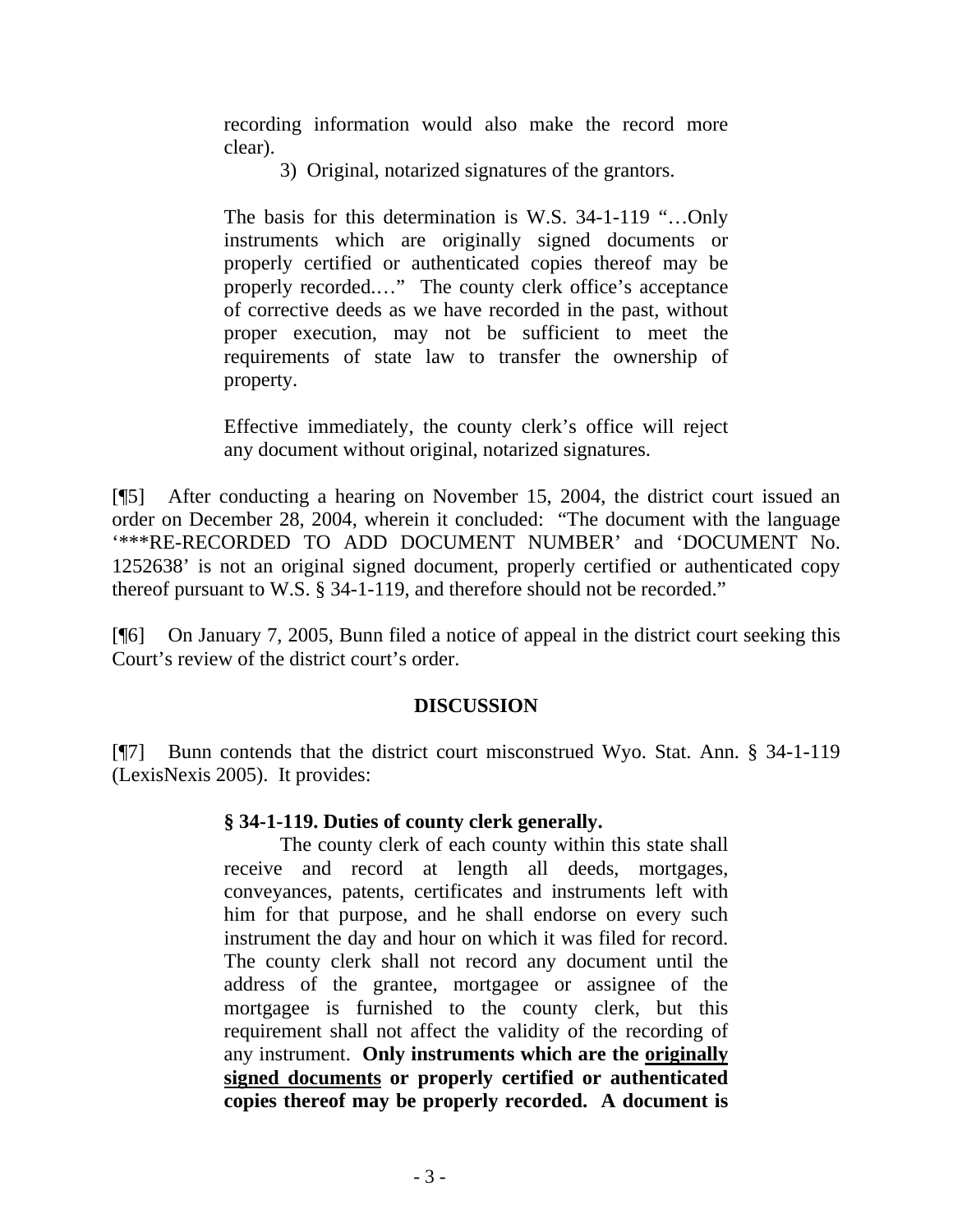> recording information would also make the record more clear).
>
> 3) Original, notarized signatures of the grantors.
>
> The basis for this determination is W.S. 34-1-119 "…Only instruments which are originally signed documents or properly certified or authenticated copies thereof may be properly recorded.…" The county clerk office's acceptance of corrective deeds as we have recorded in the past, without proper execution, may not be sufficient to meet the requirements of state law to transfer the ownership of property.
>
> Effective immediately, the county clerk's office will reject any document without original, notarized signatures.

[¶5] After conducting a hearing on November 15, 2004, the district court issued an order on December 28, 2004, wherein it concluded: "The document with the language '***RE-RECORDED TO ADD DOCUMENT NUMBER' and 'DOCUMENT No. 1252638' is not an original signed document, properly certified or authenticated copy thereof pursuant to W.S. § 34-1-119, and therefore should not be recorded."

[¶6] On January 7, 2005, Bunn filed a notice of appeal in the district court seeking this Court's review of the district court's order.

## DISCUSSION

[¶7] Bunn contends that the district court misconstrued Wyo. Stat. Ann. § 34-1-119 (LexisNexis 2005). It provides:

> **§ 34-1-119. Duties of county clerk generally.**
>
> The county clerk of each county within this state shall receive and record at length all deeds, mortgages, conveyances, patents, certificates and instruments left with him for that purpose, and he shall endorse on every such instrument the day and hour on which it was filed for record. The county clerk shall not record any document until the address of the grantee, mortgagee or assignee of the mortgagee is furnished to the county clerk, but this requirement shall not affect the validity of the recording of any instrument. **Only instruments which are the <u>originally signed documents</u> or properly certified or authenticated copies thereof may be properly recorded. A document is**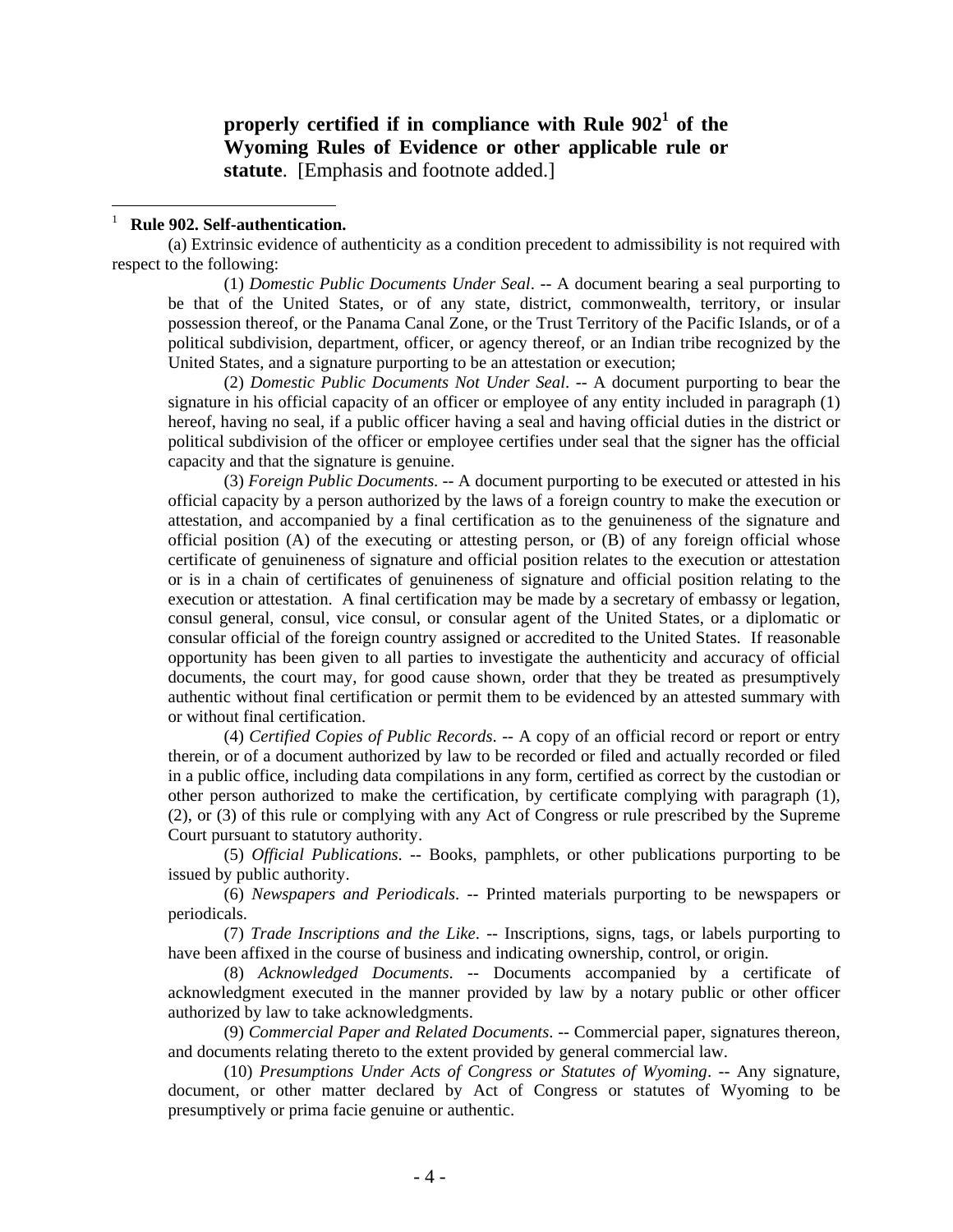**properly certified if in compliance with Rule 902**[1] **of the Wyoming Rules of Evidence or other applicable rule or statute**. [Emphasis and footnote added.]

---

[1] **Rule 902. Self-authentication.**

(a) Extrinsic evidence of authenticity as a condition precedent to admissibility is not required with respect to the following:

(1) *Domestic Public Documents Under Seal*. -- A document bearing a seal purporting to be that of the United States, or of any state, district, commonwealth, territory, or insular possession thereof, or the Panama Canal Zone, or the Trust Territory of the Pacific Islands, or of a political subdivision, department, officer, or agency thereof, or an Indian tribe recognized by the United States, and a signature purporting to be an attestation or execution;

(2) *Domestic Public Documents Not Under Seal*. -- A document purporting to bear the signature in his official capacity of an officer or employee of any entity included in paragraph (1) hereof, having no seal, if a public officer having a seal and having official duties in the district or political subdivision of the officer or employee certifies under seal that the signer has the official capacity and that the signature is genuine.

(3) *Foreign Public Documents*. -- A document purporting to be executed or attested in his official capacity by a person authorized by the laws of a foreign country to make the execution or attestation, and accompanied by a final certification as to the genuineness of the signature and official position (A) of the executing or attesting person, or (B) of any foreign official whose certificate of genuineness of signature and official position relates to the execution or attestation or is in a chain of certificates of genuineness of signature and official position relating to the execution or attestation. A final certification may be made by a secretary of embassy or legation, consul general, consul, vice consul, or consular agent of the United States, or a diplomatic or consular official of the foreign country assigned or accredited to the United States. If reasonable opportunity has been given to all parties to investigate the authenticity and accuracy of official documents, the court may, for good cause shown, order that they be treated as presumptively authentic without final certification or permit them to be evidenced by an attested summary with or without final certification.

(4) *Certified Copies of Public Records*. -- A copy of an official record or report or entry therein, or of a document authorized by law to be recorded or filed and actually recorded or filed in a public office, including data compilations in any form, certified as correct by the custodian or other person authorized to make the certification, by certificate complying with paragraph (1), (2), or (3) of this rule or complying with any Act of Congress or rule prescribed by the Supreme Court pursuant to statutory authority.

(5) *Official Publications*. -- Books, pamphlets, or other publications purporting to be issued by public authority.

(6) *Newspapers and Periodicals*. -- Printed materials purporting to be newspapers or periodicals.

(7) *Trade Inscriptions and the Like*. -- Inscriptions, signs, tags, or labels purporting to have been affixed in the course of business and indicating ownership, control, or origin.

(8) *Acknowledged Documents*. -- Documents accompanied by a certificate of acknowledgment executed in the manner provided by law by a notary public or other officer authorized by law to take acknowledgments.

(9) *Commercial Paper and Related Documents*. -- Commercial paper, signatures thereon, and documents relating thereto to the extent provided by general commercial law.

(10) *Presumptions Under Acts of Congress or Statutes of Wyoming*. -- Any signature, document, or other matter declared by Act of Congress or statutes of Wyoming to be presumptively or prima facie genuine or authentic.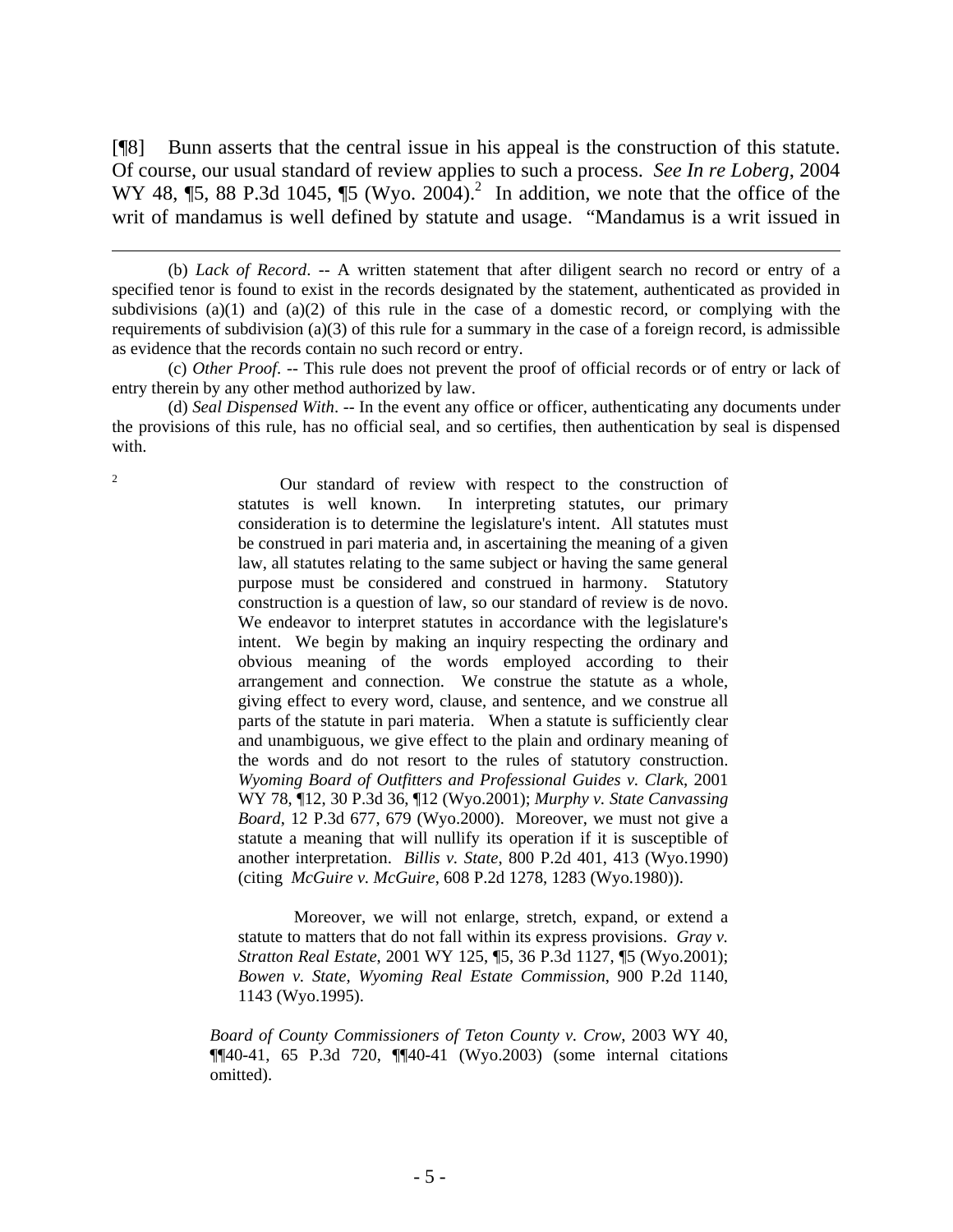[¶8] Bunn asserts that the central issue in his appeal is the construction of this statute. Of course, our usual standard of review applies to such a process. *See In re Loberg*, 2004 WY 48, ¶5, 88 P.3d 1045, ¶5 (Wyo. 2004).[2] In addition, we note that the office of the writ of mandamus is well defined by statute and usage. "Mandamus is a writ issued in

---

(b) *Lack of Record*. -- A written statement that after diligent search no record or entry of a specified tenor is found to exist in the records designated by the statement, authenticated as provided in subdivisions (a)(1) and (a)(2) of this rule in the case of a domestic record, or complying with the requirements of subdivision (a)(3) of this rule for a summary in the case of a foreign record, is admissible as evidence that the records contain no such record or entry.

(c) *Other Proof*. -- This rule does not prevent the proof of official records or of entry or lack of entry therein by any other method authorized by law.

(d) *Seal Dispensed With*. -- In the event any office or officer, authenticating any documents under the provisions of this rule, has no official seal, and so certifies, then authentication by seal is dispensed with.

[2]

> Our standard of review with respect to the construction of statutes is well known. In interpreting statutes, our primary consideration is to determine the legislature's intent. All statutes must be construed in pari materia and, in ascertaining the meaning of a given law, all statutes relating to the same subject or having the same general purpose must be considered and construed in harmony. Statutory construction is a question of law, so our standard of review is de novo. We endeavor to interpret statutes in accordance with the legislature's intent. We begin by making an inquiry respecting the ordinary and obvious meaning of the words employed according to their arrangement and connection. We construe the statute as a whole, giving effect to every word, clause, and sentence, and we construe all parts of the statute in pari materia. When a statute is sufficiently clear and unambiguous, we give effect to the plain and ordinary meaning of the words and do not resort to the rules of statutory construction. *Wyoming Board of Outfitters and Professional Guides v. Clark*, 2001 WY 78, ¶12, 30 P.3d 36, ¶12 (Wyo.2001); *Murphy v. State Canvassing Board*, 12 P.3d 677, 679 (Wyo.2000). Moreover, we must not give a statute a meaning that will nullify its operation if it is susceptible of another interpretation. *Billis v. State*, 800 P.2d 401, 413 (Wyo.1990) (citing *McGuire v. McGuire*, 608 P.2d 1278, 1283 (Wyo.1980)).
>
> Moreover, we will not enlarge, stretch, expand, or extend a statute to matters that do not fall within its express provisions. *Gray v. Stratton Real Estate*, 2001 WY 125, ¶5, 36 P.3d 1127, ¶5 (Wyo.2001); *Bowen v. State, Wyoming Real Estate Commission*, 900 P.2d 1140, 1143 (Wyo.1995).
>
> *Board of County Commissioners of Teton County v. Crow*, 2003 WY 40, ¶¶40-41, 65 P.3d 720, ¶¶40-41 (Wyo.2003) (some internal citations omitted).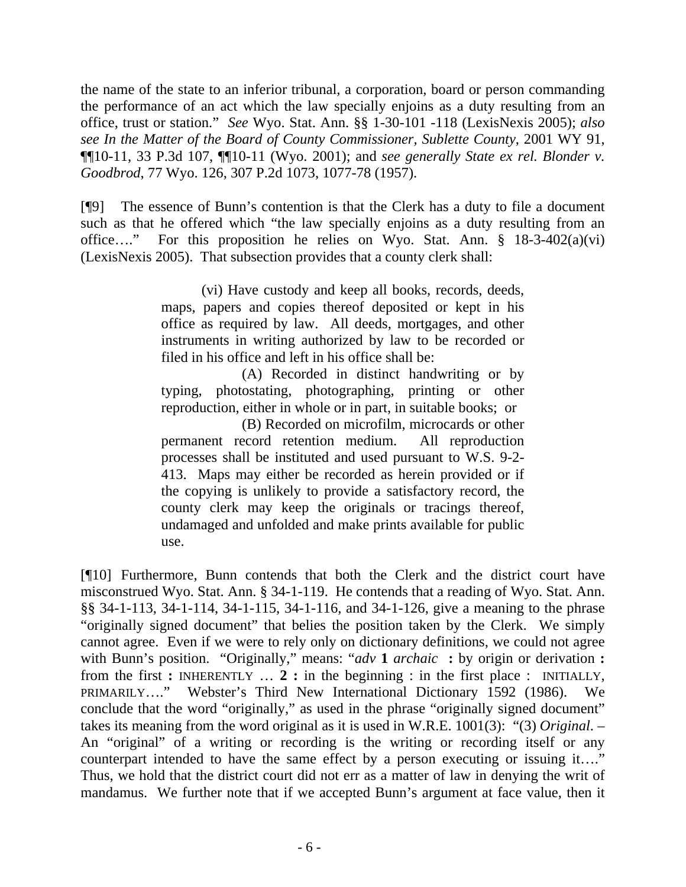the name of the state to an inferior tribunal, a corporation, board or person commanding the performance of an act which the law specially enjoins as a duty resulting from an office, trust or station." *See* Wyo. Stat. Ann. §§ 1-30-101 -118 (LexisNexis 2005); *also see In the Matter of the Board of County Commissioner, Sublette County*, 2001 WY 91, ¶¶10-11, 33 P.3d 107, ¶¶10-11 (Wyo. 2001); and *see generally State ex rel. Blonder v. Goodbrod*, 77 Wyo. 126, 307 P.2d 1073, 1077-78 (1957).

[¶9] The essence of Bunn's contention is that the Clerk has a duty to file a document such as that he offered which "the law specially enjoins as a duty resulting from an office…." For this proposition he relies on Wyo. Stat. Ann. § 18-3-402(a)(vi) (LexisNexis 2005). That subsection provides that a county clerk shall:

> (vi) Have custody and keep all books, records, deeds, maps, papers and copies thereof deposited or kept in his office as required by law. All deeds, mortgages, and other instruments in writing authorized by law to be recorded or filed in his office and left in his office shall be:
>
> (A) Recorded in distinct handwriting or by typing, photostating, photographing, printing or other reproduction, either in whole or in part, in suitable books; or
>
> (B) Recorded on microfilm, microcards or other permanent record retention medium. All reproduction processes shall be instituted and used pursuant to W.S. 9-2-413. Maps may either be recorded as herein provided or if the copying is unlikely to provide a satisfactory record, the county clerk may keep the originals or tracings thereof, undamaged and unfolded and make prints available for public use.

[¶10] Furthermore, Bunn contends that both the Clerk and the district court have misconstrued Wyo. Stat. Ann. § 34-1-119. He contends that a reading of Wyo. Stat. Ann. §§ 34-1-113, 34-1-114, 34-1-115, 34-1-116, and 34-1-126, give a meaning to the phrase "originally signed document" that belies the position taken by the Clerk. We simply cannot agree. Even if we were to rely only on dictionary definitions, we could not agree with Bunn's position. "Originally," means: "*adv* **1** *archaic* **:** by origin or derivation **:** from the first **:** INHERENTLY … **2 :** in the beginning : in the first place : INITIALLY, PRIMARILY…." Webster's Third New International Dictionary 1592 (1986). We conclude that the word "originally," as used in the phrase "originally signed document" takes its meaning from the word original as it is used in W.R.E. 1001(3): "(3) *Original*. – An "original" of a writing or recording is the writing or recording itself or any counterpart intended to have the same effect by a person executing or issuing it…." Thus, we hold that the district court did not err as a matter of law in denying the writ of mandamus. We further note that if we accepted Bunn's argument at face value, then it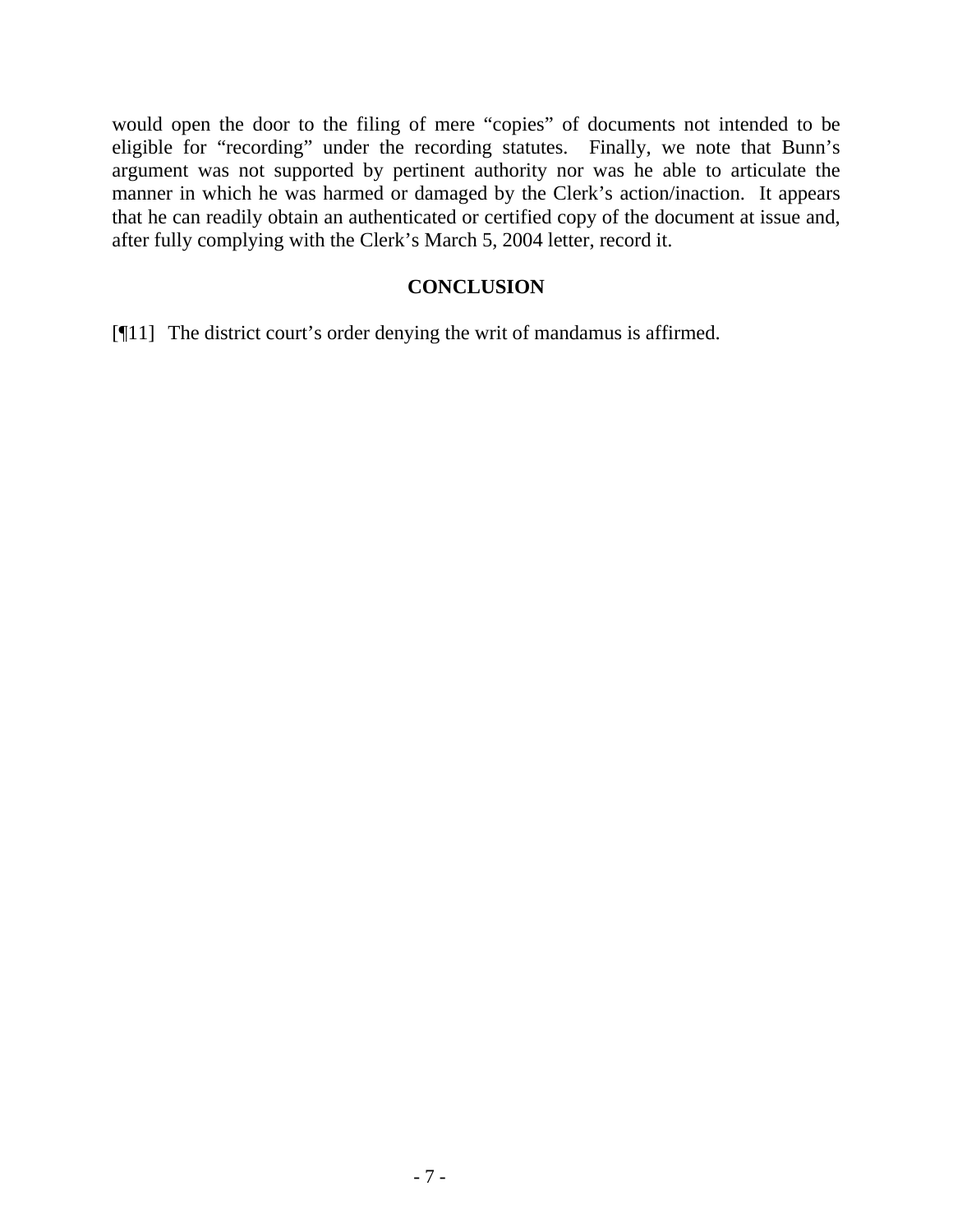would open the door to the filing of mere "copies" of documents not intended to be eligible for "recording" under the recording statutes. Finally, we note that Bunn's argument was not supported by pertinent authority nor was he able to articulate the manner in which he was harmed or damaged by the Clerk's action/inaction. It appears that he can readily obtain an authenticated or certified copy of the document at issue and, after fully complying with the Clerk's March 5, 2004 letter, record it.

## CONCLUSION

[¶11] The district court's order denying the writ of mandamus is affirmed.